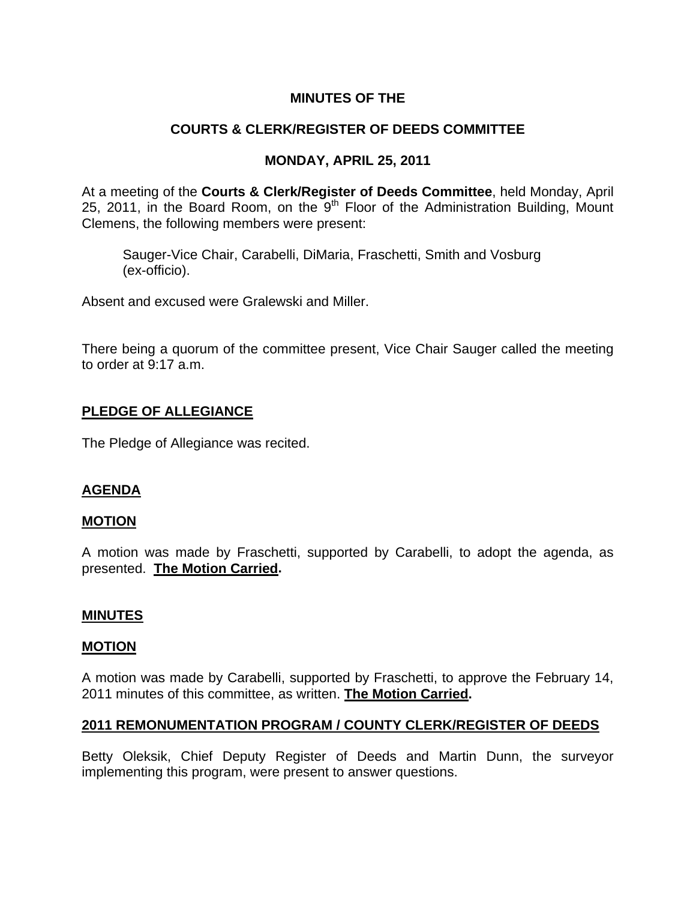**MINUTES OF THE**

**COURTS & CLERK/REGISTER OF DEEDS COMMITTEE**

**MONDAY, APRIL 25, 2011**

At a meeting of the **Courts & Clerk/Register of Deeds Committee**, held Monday, April 25, 2011, in the Board Room, on the 9th Floor of the Administration Building, Mount Clemens, the following members were present:

> Sauger-Vice Chair, Carabelli, DiMaria, Fraschetti, Smith and Vosburg (ex-officio).

Absent and excused were Gralewski and Miller.

There being a quorum of the committee present, Vice Chair Sauger called the meeting to order at 9:17 a.m.

## PLEDGE OF ALLEGIANCE

The Pledge of Allegiance was recited.

## AGENDA

### MOTION

A motion was made by Fraschetti, supported by Carabelli, to adopt the agenda, as presented. **The Motion Carried.**

## MINUTES

### MOTION

A motion was made by Carabelli, supported by Fraschetti, to approve the February 14, 2011 minutes of this committee, as written. **The Motion Carried.**

## 2011 REMONUMENTATION PROGRAM / COUNTY CLERK/REGISTER OF DEEDS

Betty Oleksik, Chief Deputy Register of Deeds and Martin Dunn, the surveyor implementing this program, were present to answer questions.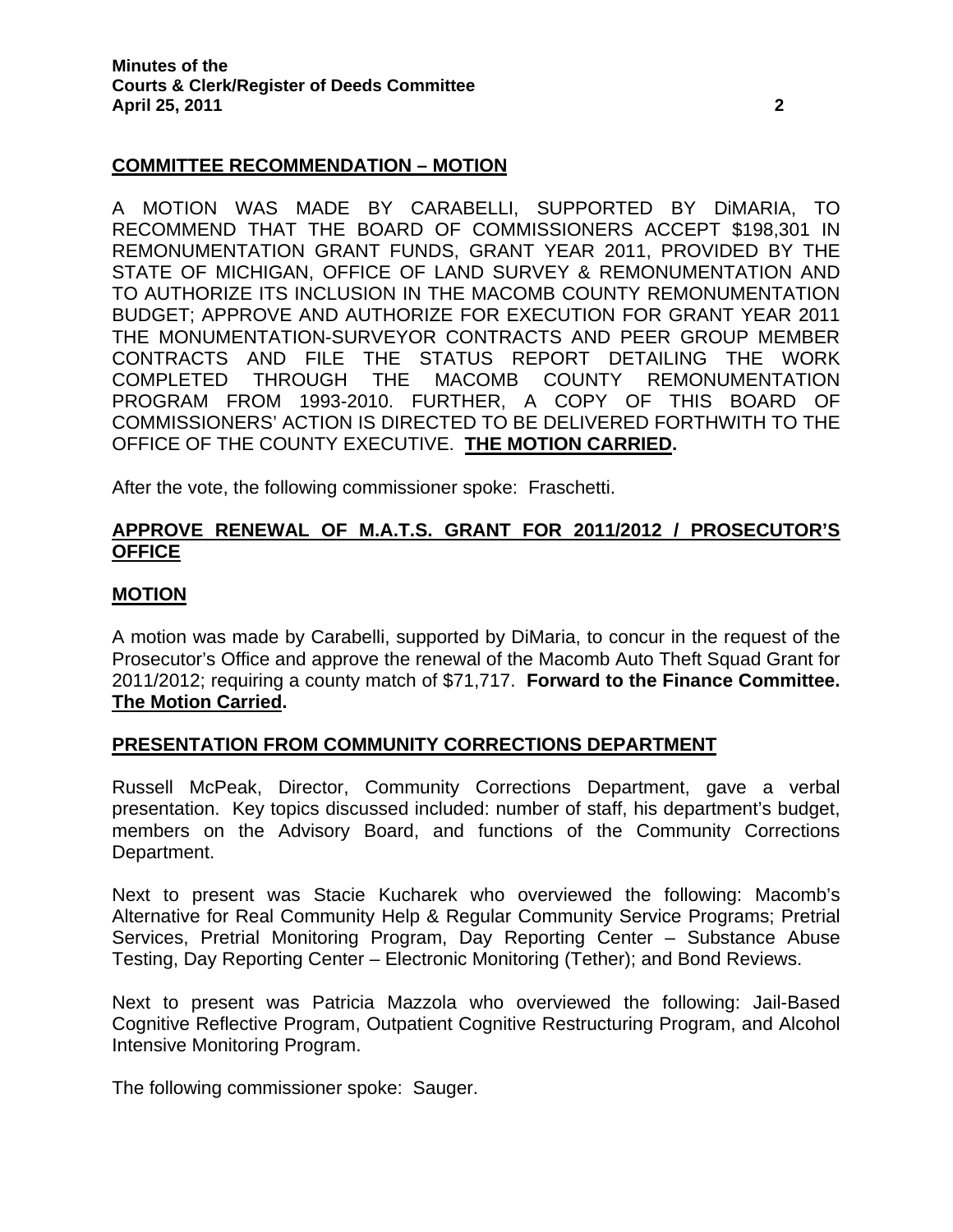## COMMITTEE RECOMMENDATION – MOTION

A MOTION WAS MADE BY CARABELLI, SUPPORTED BY DiMARIA, TO RECOMMEND THAT THE BOARD OF COMMISSIONERS ACCEPT $198,301 IN REMONUMENTATION GRANT FUNDS, GRANT YEAR 2011, PROVIDED BY THE STATE OF MICHIGAN, OFFICE OF LAND SURVEY & REMONUMENTATION AND TO AUTHORIZE ITS INCLUSION IN THE MACOMB COUNTY REMONUMENTATION BUDGET; APPROVE AND AUTHORIZE FOR EXECUTION FOR GRANT YEAR 2011 THE MONUMENTATION-SURVEYOR CONTRACTS AND PEER GROUP MEMBER CONTRACTS AND FILE THE STATUS REPORT DETAILING THE WORK COMPLETED THROUGH THE MACOMB COUNTY REMONUMENTATION PROGRAM FROM 1993-2010. FURTHER, A COPY OF THIS BOARD OF COMMISSIONERS' ACTION IS DIRECTED TO BE DELIVERED FORTHWITH TO THE OFFICE OF THE COUNTY EXECUTIVE. **THE MOTION CARRIED.**

After the vote, the following commissioner spoke: Fraschetti.

## APPROVE RENEWAL OF M.A.T.S. GRANT FOR 2011/2012 / PROSECUTOR'S OFFICE

## MOTION

A motion was made by Carabelli, supported by DiMaria, to concur in the request of the Prosecutor's Office and approve the renewal of the Macomb Auto Theft Squad Grant for 2011/2012; requiring a county match of $71,717. **Forward to the Finance Committee. The Motion Carried.**

## PRESENTATION FROM COMMUNITY CORRECTIONS DEPARTMENT

Russell McPeak, Director, Community Corrections Department, gave a verbal presentation. Key topics discussed included: number of staff, his department's budget, members on the Advisory Board, and functions of the Community Corrections Department.

Next to present was Stacie Kucharek who overviewed the following: Macomb's Alternative for Real Community Help & Regular Community Service Programs; Pretrial Services, Pretrial Monitoring Program, Day Reporting Center – Substance Abuse Testing, Day Reporting Center – Electronic Monitoring (Tether); and Bond Reviews.

Next to present was Patricia Mazzola who overviewed the following: Jail-Based Cognitive Reflective Program, Outpatient Cognitive Restructuring Program, and Alcohol Intensive Monitoring Program.

The following commissioner spoke: Sauger.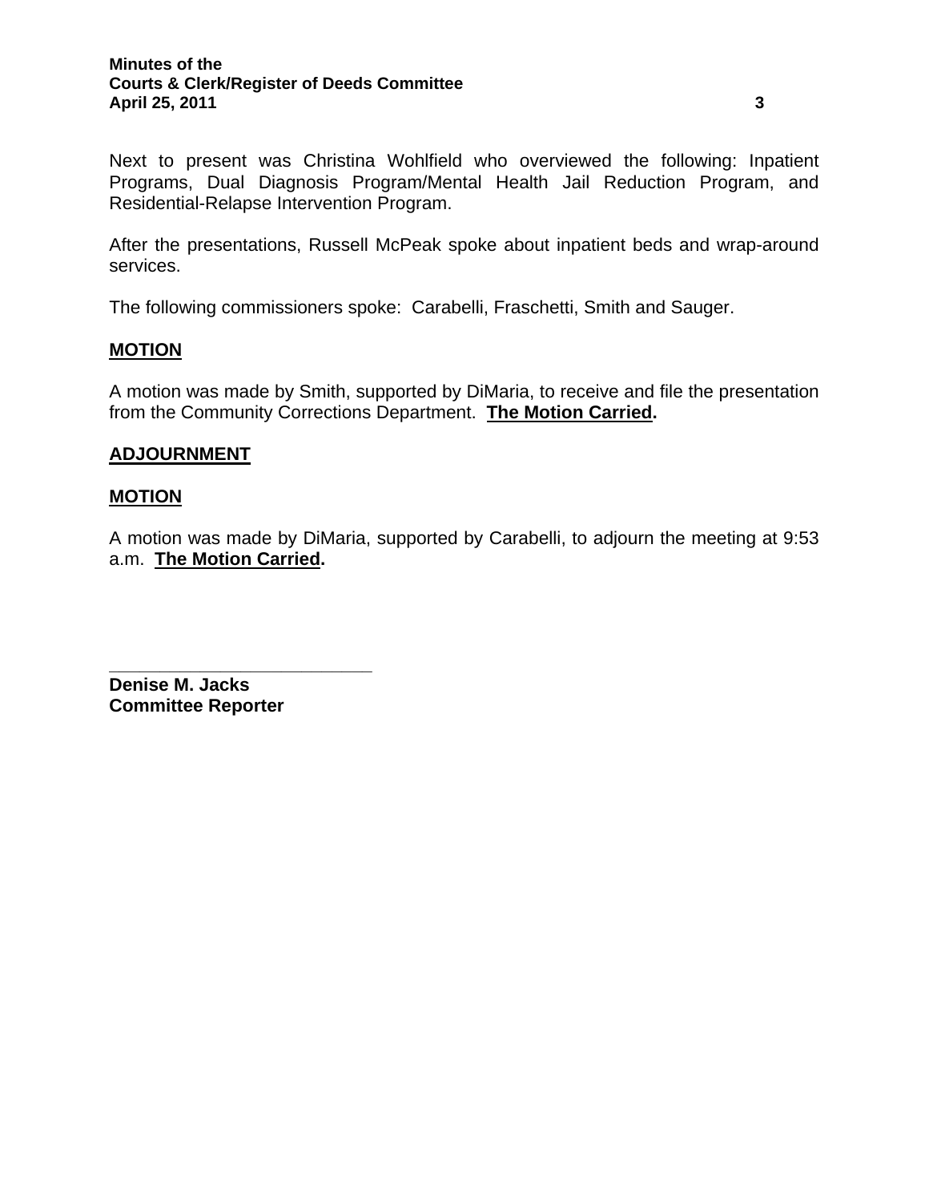Next to present was Christina Wohlfield who overviewed the following: Inpatient Programs, Dual Diagnosis Program/Mental Health Jail Reduction Program, and Residential-Relapse Intervention Program.

After the presentations, Russell McPeak spoke about inpatient beds and wrap-around services.

The following commissioners spoke: Carabelli, Fraschetti, Smith and Sauger.

**MOTION**

A motion was made by Smith, supported by DiMaria, to receive and file the presentation from the Community Corrections Department. **The Motion Carried.**

**ADJOURNMENT**

**MOTION**

A motion was made by DiMaria, supported by Carabelli, to adjourn the meeting at 9:53 a.m. **The Motion Carried.**

\_\_\_\_\_\_\_\_\_\_\_\_\_\_\_\_\_\_\_\_\_\_\_\_\_\_\_

**Denise M. Jacks**
**Committee Reporter**